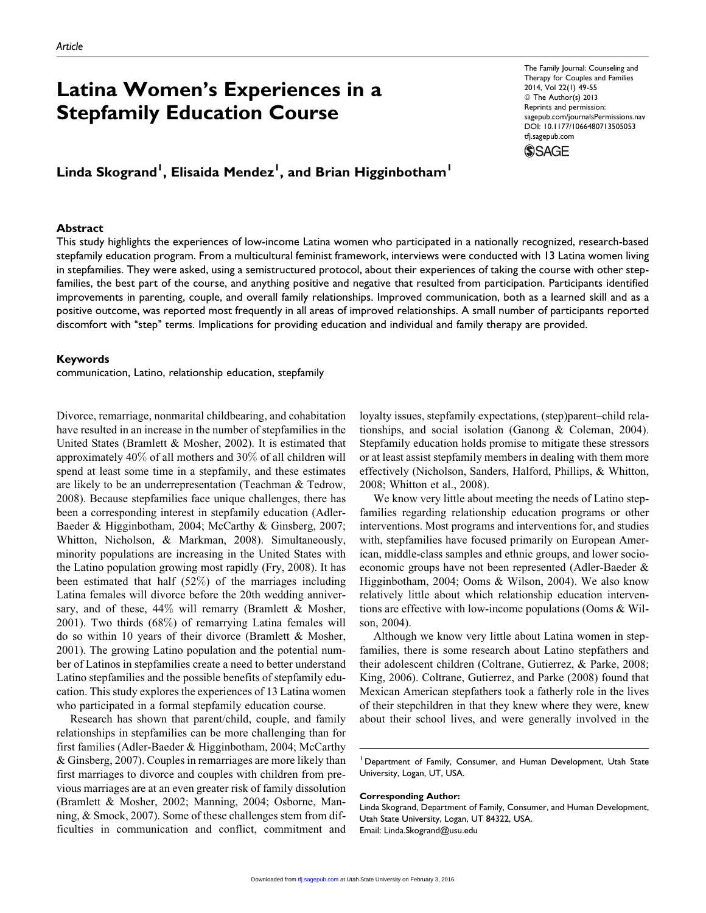Article

# Latina Women's Experiences in a Stepfamily Education Course

**Linda Skogrand[1], Elisaida Mendez[1], and Brian Higginbotham[1]**

## Abstract

This study highlights the experiences of low-income Latina women who participated in a nationally recognized, research-based stepfamily education program. From a multicultural feminist framework, interviews were conducted with 13 Latina women living in stepfamilies. They were asked, using a semistructured protocol, about their experiences of taking the course with other stepfamilies, the best part of the course, and anything positive and negative that resulted from participation. Participants identified improvements in parenting, couple, and overall family relationships. Improved communication, both as a learned skill and as a positive outcome, was reported most frequently in all areas of improved relationships. A small number of participants reported discomfort with "step" terms. Implications for providing education and individual and family therapy are provided.

## Keywords

communication, Latino, relationship education, stepfamily

Divorce, remarriage, nonmarital childbearing, and cohabitation have resulted in an increase in the number of stepfamilies in the United States (Bramlett & Mosher, 2002). It is estimated that approximately 40% of all mothers and 30% of all children will spend at least some time in a stepfamily, and these estimates are likely to be an underrepresentation (Teachman & Tedrow, 2008). Because stepfamilies face unique challenges, there has been a corresponding interest in stepfamily education (Adler-Baeder & Higginbotham, 2004; McCarthy & Ginsberg, 2007; Whitton, Nicholson, & Markman, 2008). Simultaneously, minority populations are increasing in the United States with the Latino population growing most rapidly (Fry, 2008). It has been estimated that half (52%) of the marriages including Latina females will divorce before the 20th wedding anniversary, and of these, 44% will remarry (Bramlett & Mosher, 2001). Two thirds (68%) of remarrying Latina females will do so within 10 years of their divorce (Bramlett & Mosher, 2001). The growing Latino population and the potential number of Latinos in stepfamilies create a need to better understand Latino stepfamilies and the possible benefits of stepfamily education. This study explores the experiences of 13 Latina women who participated in a formal stepfamily education course.

Research has shown that parent/child, couple, and family relationships in stepfamilies can be more challenging than for first families (Adler-Baeder & Higginbotham, 2004; McCarthy & Ginsberg, 2007). Couples in remarriages are more likely than first marriages to divorce and couples with children from previous marriages are at an even greater risk of family dissolution (Bramlett & Mosher, 2002; Manning, 2004; Osborne, Manning, & Smock, 2007). Some of these challenges stem from difficulties in communication and conflict, commitment and loyalty issues, stepfamily expectations, (step)parent–child relationships, and social isolation (Ganong & Coleman, 2004). Stepfamily education holds promise to mitigate these stressors or at least assist stepfamily members in dealing with them more effectively (Nicholson, Sanders, Halford, Phillips, & Whitton, 2008; Whitton et al., 2008).

We know very little about meeting the needs of Latino stepfamilies regarding relationship education programs or other interventions. Most programs and interventions for, and studies with, stepfamilies have focused primarily on European American, middle-class samples and ethnic groups, and lower socioeconomic groups have not been represented (Adler-Baeder & Higginbotham, 2004; Ooms & Wilson, 2004). We also know relatively little about which relationship education interventions are effective with low-income populations (Ooms & Wilson, 2004).

Although we know very little about Latina women in stepfamilies, there is some research about Latino stepfathers and their adolescent children (Coltrane, Gutierrez, & Parke, 2008; King, 2006). Coltrane, Gutierrez, and Parke (2008) found that Mexican American stepfathers took a fatherly role in the lives of their stepchildren in that they knew where they were, knew about their school lives, and were generally involved in the

[1] Department of Family, Consumer, and Human Development, Utah State University, Logan, UT, USA.

**Corresponding Author:**
Linda Skogrand, Department of Family, Consumer, and Human Development, Utah State University, Logan, UT 84322, USA.
Email: Linda.Skogrand@usu.edu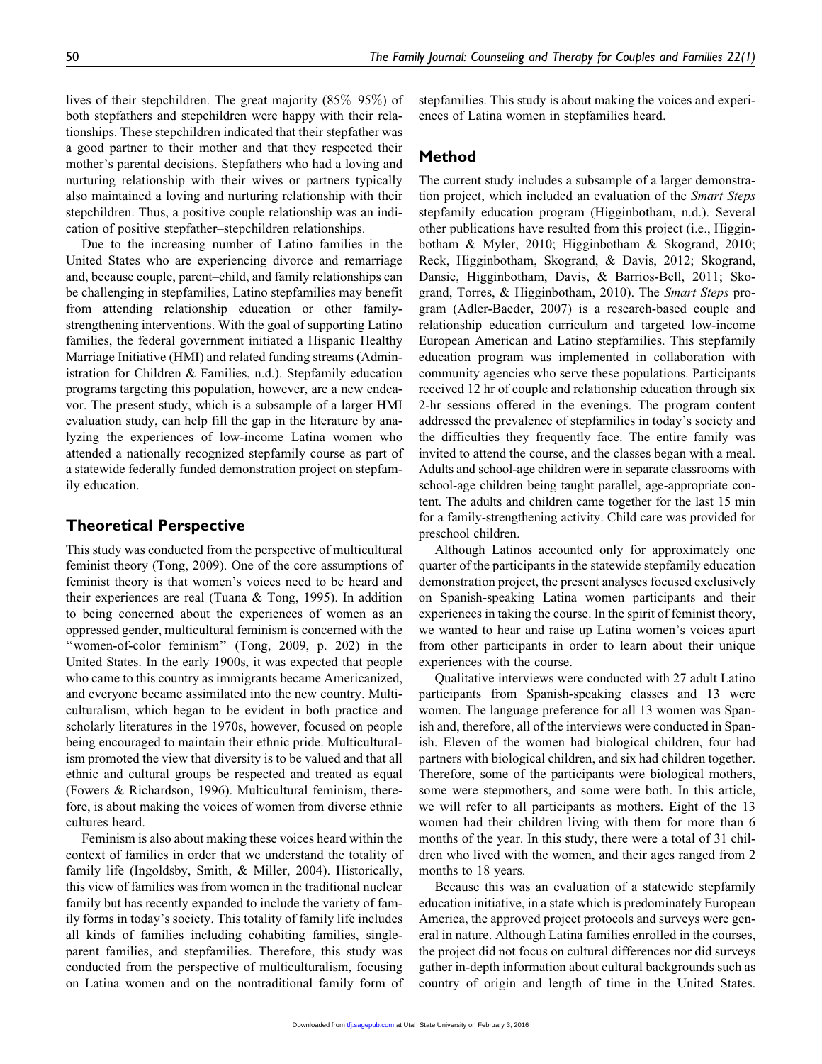lives of their stepchildren. The great majority (85%–95%) of both stepfathers and stepchildren were happy with their relationships. These stepchildren indicated that their stepfather was a good partner to their mother and that they respected their mother's parental decisions. Stepfathers who had a loving and nurturing relationship with their wives or partners typically also maintained a loving and nurturing relationship with their stepchildren. Thus, a positive couple relationship was an indication of positive stepfather–stepchildren relationships.

Due to the increasing number of Latino families in the United States who are experiencing divorce and remarriage and, because couple, parent–child, and family relationships can be challenging in stepfamilies, Latino stepfamilies may benefit from attending relationship education or other family-strengthening interventions. With the goal of supporting Latino families, the federal government initiated a Hispanic Healthy Marriage Initiative (HMI) and related funding streams (Administration for Children & Families, n.d.). Stepfamily education programs targeting this population, however, are a new endeavor. The present study, which is a subsample of a larger HMI evaluation study, can help fill the gap in the literature by analyzing the experiences of low-income Latina women who attended a nationally recognized stepfamily course as part of a statewide federally funded demonstration project on stepfamily education.

## Theoretical Perspective

This study was conducted from the perspective of multicultural feminist theory (Tong, 2009). One of the core assumptions of feminist theory is that women's voices need to be heard and their experiences are real (Tuana & Tong, 1995). In addition to being concerned about the experiences of women as an oppressed gender, multicultural feminism is concerned with the "women-of-color feminism" (Tong, 2009, p. 202) in the United States. In the early 1900s, it was expected that people who came to this country as immigrants became Americanized, and everyone became assimilated into the new country. Multiculturalism, which began to be evident in both practice and scholarly literatures in the 1970s, however, focused on people being encouraged to maintain their ethnic pride. Multiculturalism promoted the view that diversity is to be valued and that all ethnic and cultural groups be respected and treated as equal (Fowers & Richardson, 1996). Multicultural feminism, therefore, is about making the voices of women from diverse ethnic cultures heard.

Feminism is also about making these voices heard within the context of families in order that we understand the totality of family life (Ingoldsby, Smith, & Miller, 2004). Historically, this view of families was from women in the traditional nuclear family but has recently expanded to include the variety of family forms in today's society. This totality of family life includes all kinds of families including cohabiting families, single-parent families, and stepfamilies. Therefore, this study was conducted from the perspective of multiculturalism, focusing on Latina women and on the nontraditional family form of stepfamilies. This study is about making the voices and experiences of Latina women in stepfamilies heard.

## Method

The current study includes a subsample of a larger demonstration project, which included an evaluation of the *Smart Steps* stepfamily education program (Higginbotham, n.d.). Several other publications have resulted from this project (i.e., Higginbotham & Myler, 2010; Higginbotham & Skogrand, 2010; Reck, Higginbotham, Skogrand, & Davis, 2012; Skogrand, Dansie, Higginbotham, Davis, & Barrios-Bell, 2011; Skogrand, Torres, & Higginbotham, 2010). The *Smart Steps* program (Adler-Baeder, 2007) is a research-based couple and relationship education curriculum and targeted low-income European American and Latino stepfamilies. This stepfamily education program was implemented in collaboration with community agencies who serve these populations. Participants received 12 hr of couple and relationship education through six 2-hr sessions offered in the evenings. The program content addressed the prevalence of stepfamilies in today's society and the difficulties they frequently face. The entire family was invited to attend the course, and the classes began with a meal. Adults and school-age children were in separate classrooms with school-age children being taught parallel, age-appropriate content. The adults and children came together for the last 15 min for a family-strengthening activity. Child care was provided for preschool children.

Although Latinos accounted only for approximately one quarter of the participants in the statewide stepfamily education demonstration project, the present analyses focused exclusively on Spanish-speaking Latina women participants and their experiences in taking the course. In the spirit of feminist theory, we wanted to hear and raise up Latina women's voices apart from other participants in order to learn about their unique experiences with the course.

Qualitative interviews were conducted with 27 adult Latino participants from Spanish-speaking classes and 13 were women. The language preference for all 13 women was Spanish and, therefore, all of the interviews were conducted in Spanish. Eleven of the women had biological children, four had partners with biological children, and six had children together. Therefore, some of the participants were biological mothers, some were stepmothers, and some were both. In this article, we will refer to all participants as mothers. Eight of the 13 women had their children living with them for more than 6 months of the year. In this study, there were a total of 31 children who lived with the women, and their ages ranged from 2 months to 18 years.

Because this was an evaluation of a statewide stepfamily education initiative, in a state which is predominately European America, the approved project protocols and surveys were general in nature. Although Latina families enrolled in the courses, the project did not focus on cultural differences nor did surveys gather in-depth information about cultural backgrounds such as country of origin and length of time in the United States.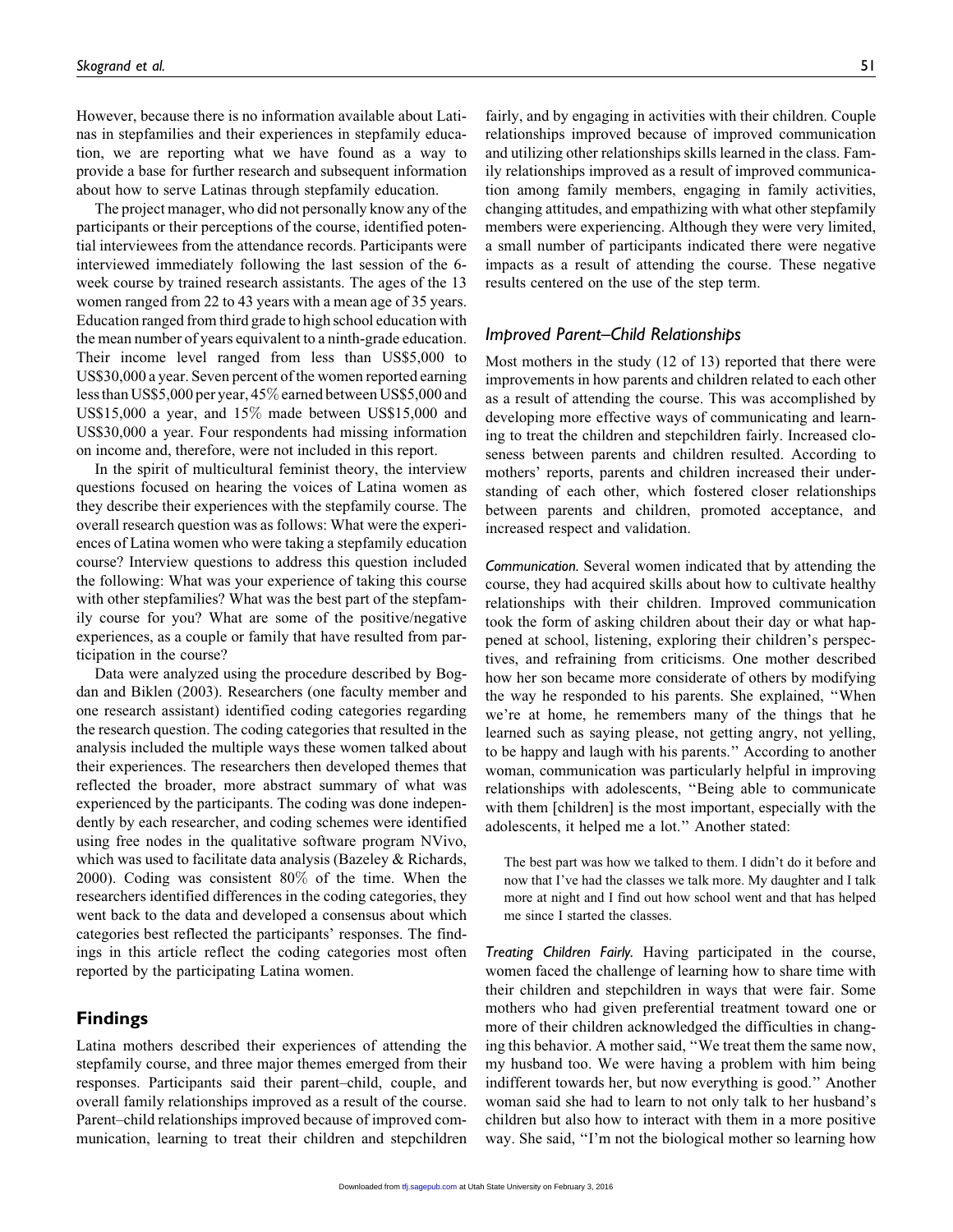However, because there is no information available about Latinas in stepfamilies and their experiences in stepfamily education, we are reporting what we have found as a way to provide a base for further research and subsequent information about how to serve Latinas through stepfamily education.

The project manager, who did not personally know any of the participants or their perceptions of the course, identified potential interviewees from the attendance records. Participants were interviewed immediately following the last session of the 6-week course by trained research assistants. The ages of the 13 women ranged from 22 to 43 years with a mean age of 35 years. Education ranged from third grade to high school education with the mean number of years equivalent to a ninth-grade education. Their income level ranged from less than US$5,000 to US$30,000 a year. Seven percent of the women reported earning less than US$5,000 per year, 45% earned between US$5,000 and US$15,000 a year, and 15% made between US$15,000 and US$30,000 a year. Four respondents had missing information on income and, therefore, were not included in this report.

In the spirit of multicultural feminist theory, the interview questions focused on hearing the voices of Latina women as they describe their experiences with the stepfamily course. The overall research question was as follows: What were the experiences of Latina women who were taking a stepfamily education course? Interview questions to address this question included the following: What was your experience of taking this course with other stepfamilies? What was the best part of the stepfamily course for you? What are some of the positive/negative experiences, as a couple or family that have resulted from participation in the course?

Data were analyzed using the procedure described by Bogdan and Biklen (2003). Researchers (one faculty member and one research assistant) identified coding categories regarding the research question. The coding categories that resulted in the analysis included the multiple ways these women talked about their experiences. The researchers then developed themes that reflected the broader, more abstract summary of what was experienced by the participants. The coding was done independently by each researcher, and coding schemes were identified using free nodes in the qualitative software program NVivo, which was used to facilitate data analysis (Bazeley & Richards, 2000). Coding was consistent 80% of the time. When the researchers identified differences in the coding categories, they went back to the data and developed a consensus about which categories best reflected the participants' responses. The findings in this article reflect the coding categories most often reported by the participating Latina women.

## Findings

Latina mothers described their experiences of attending the stepfamily course, and three major themes emerged from their responses. Participants said their parent–child, couple, and overall family relationships improved as a result of the course. Parent–child relationships improved because of improved communication, learning to treat their children and stepchildren fairly, and by engaging in activities with their children. Couple relationships improved because of improved communication and utilizing other relationships skills learned in the class. Family relationships improved as a result of improved communication among family members, engaging in family activities, changing attitudes, and empathizing with what other stepfamily members were experiencing. Although they were very limited, a small number of participants indicated there were negative impacts as a result of attending the course. These negative results centered on the use of the step term.

### Improved Parent–Child Relationships

Most mothers in the study (12 of 13) reported that there were improvements in how parents and children related to each other as a result of attending the course. This was accomplished by developing more effective ways of communicating and learning to treat the children and stepchildren fairly. Increased closeness between parents and children resulted. According to mothers' reports, parents and children increased their understanding of each other, which fostered closer relationships between parents and children, promoted acceptance, and increased respect and validation.

*Communication.* Several women indicated that by attending the course, they had acquired skills about how to cultivate healthy relationships with their children. Improved communication took the form of asking children about their day or what happened at school, listening, exploring their children's perspectives, and refraining from criticisms. One mother described how her son became more considerate of others by modifying the way he responded to his parents. She explained, "When we're at home, he remembers many of the things that he learned such as saying please, not getting angry, not yelling, to be happy and laugh with his parents." According to another woman, communication was particularly helpful in improving relationships with adolescents, "Being able to communicate with them [children] is the most important, especially with the adolescents, it helped me a lot." Another stated:

> The best part was how we talked to them. I didn't do it before and now that I've had the classes we talk more. My daughter and I talk more at night and I find out how school went and that has helped me since I started the classes.

*Treating Children Fairly.* Having participated in the course, women faced the challenge of learning how to share time with their children and stepchildren in ways that were fair. Some mothers who had given preferential treatment toward one or more of their children acknowledged the difficulties in changing this behavior. A mother said, "We treat them the same now, my husband too. We were having a problem with him being indifferent towards her, but now everything is good." Another woman said she had to learn to not only talk to her husband's children but also how to interact with them in a more positive way. She said, "I'm not the biological mother so learning how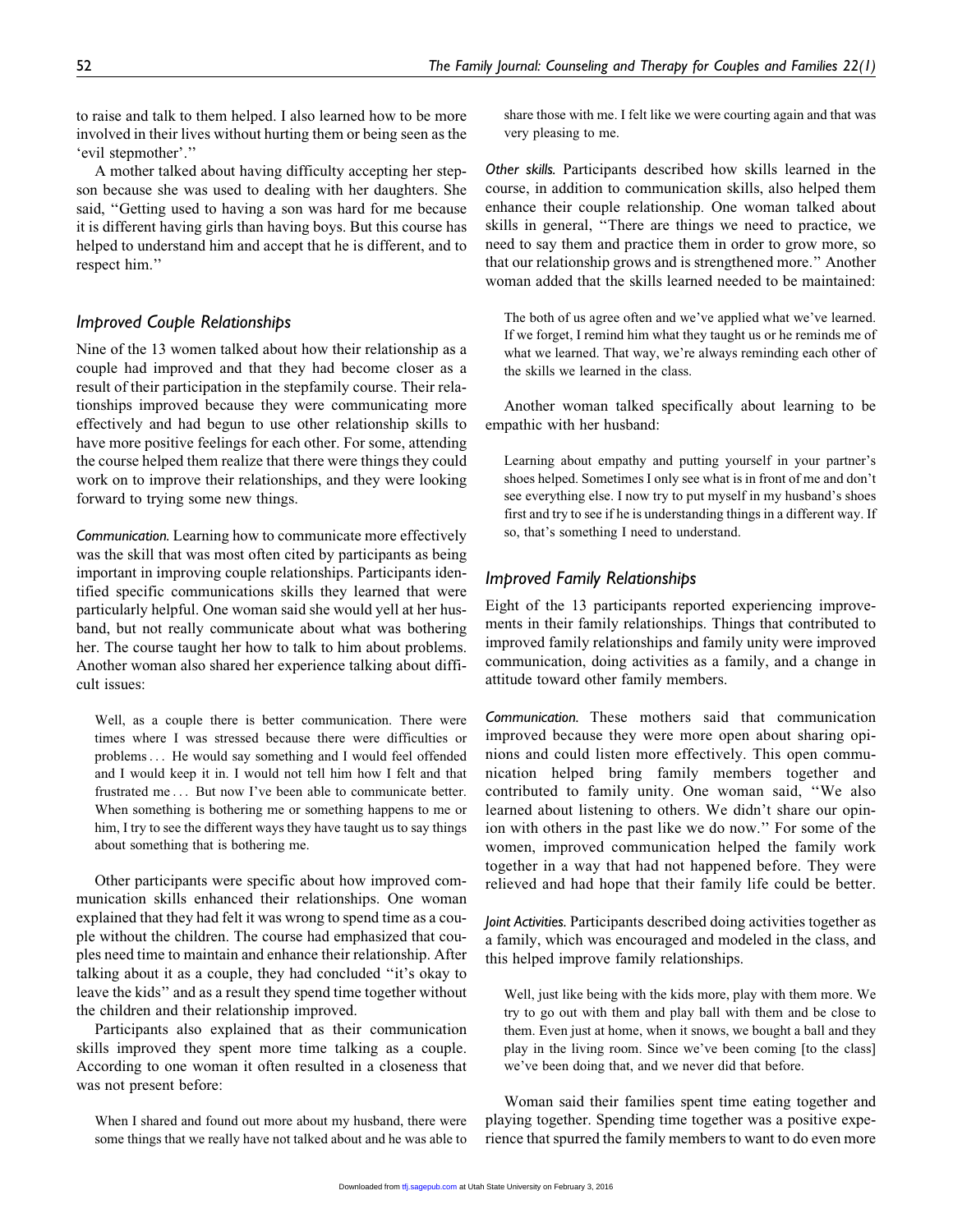to raise and talk to them helped. I also learned how to be more involved in their lives without hurting them or being seen as the 'evil stepmother'.''

A mother talked about having difficulty accepting her stepson because she was used to dealing with her daughters. She said, ''Getting used to having a son was hard for me because it is different having girls than having boys. But this course has helped to understand him and accept that he is different, and to respect him.''

## Improved Couple Relationships

Nine of the 13 women talked about how their relationship as a couple had improved and that they had become closer as a result of their participation in the stepfamily course. Their relationships improved because they were communicating more effectively and had begun to use other relationship skills to have more positive feelings for each other. For some, attending the course helped them realize that there were things they could work on to improve their relationships, and they were looking forward to trying some new things.

*Communication.* Learning how to communicate more effectively was the skill that was most often cited by participants as being important in improving couple relationships. Participants identified specific communications skills they learned that were particularly helpful. One woman said she would yell at her husband, but not really communicate about what was bothering her. The course taught her how to talk to him about problems. Another woman also shared her experience talking about difficult issues:

> Well, as a couple there is better communication. There were times where I was stressed because there were difficulties or problems . . . He would say something and I would feel offended and I would keep it in. I would not tell him how I felt and that frustrated me . . . But now I've been able to communicate better. When something is bothering me or something happens to me or him, I try to see the different ways they have taught us to say things about something that is bothering me.

Other participants were specific about how improved communication skills enhanced their relationships. One woman explained that they had felt it was wrong to spend time as a couple without the children. The course had emphasized that couples need time to maintain and enhance their relationship. After talking about it as a couple, they had concluded ''it's okay to leave the kids'' and as a result they spend time together without the children and their relationship improved.

Participants also explained that as their communication skills improved they spent more time talking as a couple. According to one woman it often resulted in a closeness that was not present before:

> When I shared and found out more about my husband, there were some things that we really have not talked about and he was able to share those with me. I felt like we were courting again and that was very pleasing to me.

*Other skills.* Participants described how skills learned in the course, in addition to communication skills, also helped them enhance their couple relationship. One woman talked about skills in general, ''There are things we need to practice, we need to say them and practice them in order to grow more, so that our relationship grows and is strengthened more.'' Another woman added that the skills learned needed to be maintained:

> The both of us agree often and we've applied what we've learned. If we forget, I remind him what they taught us or he reminds me of what we learned. That way, we're always reminding each other of the skills we learned in the class.

Another woman talked specifically about learning to be empathic with her husband:

> Learning about empathy and putting yourself in your partner's shoes helped. Sometimes I only see what is in front of me and don't see everything else. I now try to put myself in my husband's shoes first and try to see if he is understanding things in a different way. If so, that's something I need to understand.

## Improved Family Relationships

Eight of the 13 participants reported experiencing improvements in their family relationships. Things that contributed to improved family relationships and family unity were improved communication, doing activities as a family, and a change in attitude toward other family members.

*Communication.* These mothers said that communication improved because they were more open about sharing opinions and could listen more effectively. This open communication helped bring family members together and contributed to family unity. One woman said, ''We also learned about listening to others. We didn't share our opinion with others in the past like we do now.'' For some of the women, improved communication helped the family work together in a way that had not happened before. They were relieved and had hope that their family life could be better.

*Joint Activities.* Participants described doing activities together as a family, which was encouraged and modeled in the class, and this helped improve family relationships.

> Well, just like being with the kids more, play with them more. We try to go out with them and play ball with them and be close to them. Even just at home, when it snows, we bought a ball and they play in the living room. Since we've been coming [to the class] we've been doing that, and we never did that before.

Woman said their families spent time eating together and playing together. Spending time together was a positive experience that spurred the family members to want to do even more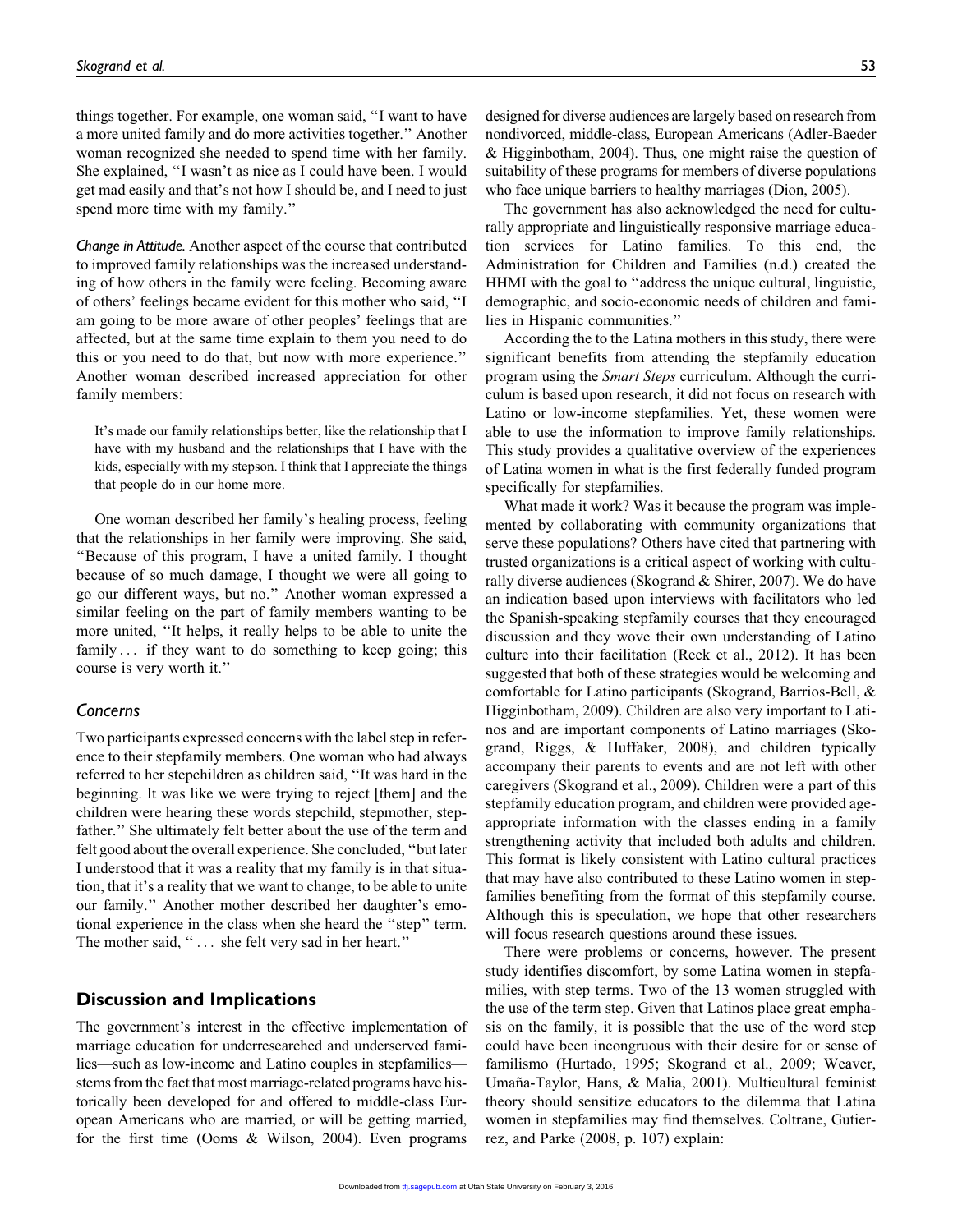things together. For example, one woman said, "I want to have a more united family and do more activities together." Another woman recognized she needed to spend time with her family. She explained, "I wasn't as nice as I could have been. I would get mad easily and that's not how I should be, and I need to just spend more time with my family."

*Change in Attitude.* Another aspect of the course that contributed to improved family relationships was the increased understanding of how others in the family were feeling. Becoming aware of others' feelings became evident for this mother who said, "I am going to be more aware of other peoples' feelings that are affected, but at the same time explain to them you need to do this or you need to do that, but now with more experience." Another woman described increased appreciation for other family members:

> It's made our family relationships better, like the relationship that I have with my husband and the relationships that I have with the kids, especially with my stepson. I think that I appreciate the things that people do in our home more.

One woman described her family's healing process, feeling that the relationships in her family were improving. She said, "Because of this program, I have a united family. I thought because of so much damage, I thought we were all going to go our different ways, but no." Another woman expressed a similar feeling on the part of family members wanting to be more united, "It helps, it really helps to be able to unite the family . . . if they want to do something to keep going; this course is very worth it."

### Concerns

Two participants expressed concerns with the label step in reference to their stepfamily members. One woman who had always referred to her stepchildren as children said, "It was hard in the beginning. It was like we were trying to reject [them] and the children were hearing these words stepchild, stepmother, stepfather." She ultimately felt better about the use of the term and felt good about the overall experience. She concluded, "but later I understood that it was a reality that my family is in that situation, that it's a reality that we want to change, to be able to unite our family." Another mother described her daughter's emotional experience in the class when she heard the "step" term. The mother said, " . . . she felt very sad in her heart."

## Discussion and Implications

The government's interest in the effective implementation of marriage education for underresearched and underserved families—such as low-income and Latino couples in stepfamilies—stems from the fact that most marriage-related programs have historically been developed for and offered to middle-class European Americans who are married, or will be getting married, for the first time (Ooms & Wilson, 2004). Even programs designed for diverse audiences are largely based on research from nondivorced, middle-class, European Americans (Adler-Baeder & Higginbotham, 2004). Thus, one might raise the question of suitability of these programs for members of diverse populations who face unique barriers to healthy marriages (Dion, 2005).

The government has also acknowledged the need for culturally appropriate and linguistically responsive marriage education services for Latino families. To this end, the Administration for Children and Families (n.d.) created the HHMI with the goal to "address the unique cultural, linguistic, demographic, and socio-economic needs of children and families in Hispanic communities."

According the to the Latina mothers in this study, there were significant benefits from attending the stepfamily education program using the *Smart Steps* curriculum. Although the curriculum is based upon research, it did not focus on research with Latino or low-income stepfamilies. Yet, these women were able to use the information to improve family relationships. This study provides a qualitative overview of the experiences of Latina women in what is the first federally funded program specifically for stepfamilies.

What made it work? Was it because the program was implemented by collaborating with community organizations that serve these populations? Others have cited that partnering with trusted organizations is a critical aspect of working with culturally diverse audiences (Skogrand & Shirer, 2007). We do have an indication based upon interviews with facilitators who led the Spanish-speaking stepfamily courses that they encouraged discussion and they wove their own understanding of Latino culture into their facilitation (Reck et al., 2012). It has been suggested that both of these strategies would be welcoming and comfortable for Latino participants (Skogrand, Barrios-Bell, & Higginbotham, 2009). Children are also very important to Latinos and are important components of Latino marriages (Skogrand, Riggs, & Huffaker, 2008), and children typically accompany their parents to events and are not left with other caregivers (Skogrand et al., 2009). Children were a part of this stepfamily education program, and children were provided age-appropriate information with the classes ending in a family strengthening activity that included both adults and children. This format is likely consistent with Latino cultural practices that may have also contributed to these Latino women in stepfamilies benefiting from the format of this stepfamily course. Although this is speculation, we hope that other researchers will focus research questions around these issues.

There were problems or concerns, however. The present study identifies discomfort, by some Latina women in stepfamilies, with step terms. Two of the 13 women struggled with the use of the term step. Given that Latinos place great emphasis on the family, it is possible that the use of the word step could have been incongruous with their desire for or sense of familismo (Hurtado, 1995; Skogrand et al., 2009; Weaver, Umaña-Taylor, Hans, & Malia, 2001). Multicultural feminist theory should sensitize educators to the dilemma that Latina women in stepfamilies may find themselves. Coltrane, Gutierrez, and Parke (2008, p. 107) explain: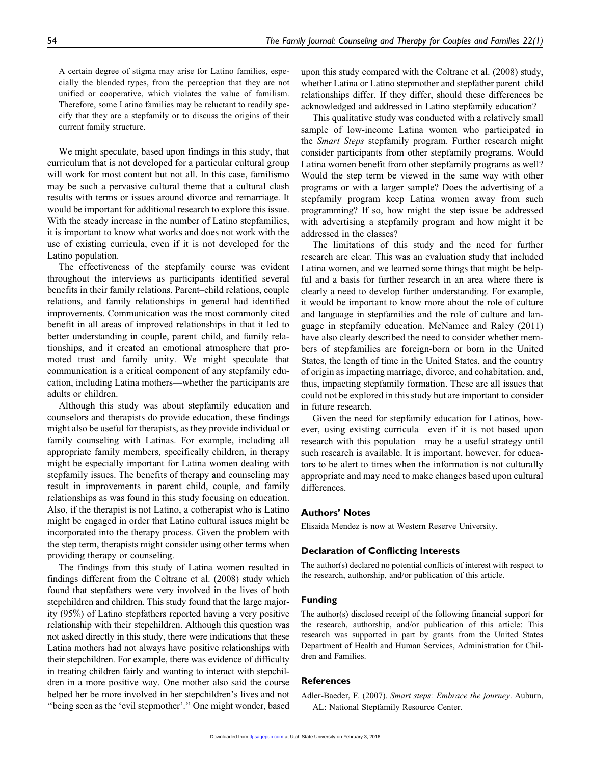A certain degree of stigma may arise for Latino families, especially the blended types, from the perception that they are not unified or cooperative, which violates the value of familism. Therefore, some Latino families may be reluctant to readily specify that they are a stepfamily or to discuss the origins of their current family structure.

We might speculate, based upon findings in this study, that curriculum that is not developed for a particular cultural group will work for most content but not all. In this case, familismo may be such a pervasive cultural theme that a cultural clash results with terms or issues around divorce and remarriage. It would be important for additional research to explore this issue. With the steady increase in the number of Latino stepfamilies, it is important to know what works and does not work with the use of existing curricula, even if it is not developed for the Latino population.

The effectiveness of the stepfamily course was evident throughout the interviews as participants identified several benefits in their family relations. Parent–child relations, couple relations, and family relationships in general had identified improvements. Communication was the most commonly cited benefit in all areas of improved relationships in that it led to better understanding in couple, parent–child, and family relationships, and it created an emotional atmosphere that promoted trust and family unity. We might speculate that communication is a critical component of any stepfamily education, including Latina mothers—whether the participants are adults or children.

Although this study was about stepfamily education and counselors and therapists do provide education, these findings might also be useful for therapists, as they provide individual or family counseling with Latinas. For example, including all appropriate family members, specifically children, in therapy might be especially important for Latina women dealing with stepfamily issues. The benefits of therapy and counseling may result in improvements in parent–child, couple, and family relationships as was found in this study focusing on education. Also, if the therapist is not Latino, a cotherapist who is Latino might be engaged in order that Latino cultural issues might be incorporated into the therapy process. Given the problem with the step term, therapists might consider using other terms when providing therapy or counseling.

The findings from this study of Latina women resulted in findings different from the Coltrane et al. (2008) study which found that stepfathers were very involved in the lives of both stepchildren and children. This study found that the large majority (95%) of Latino stepfathers reported having a very positive relationship with their stepchildren. Although this question was not asked directly in this study, there were indications that these Latina mothers had not always have positive relationships with their stepchildren. For example, there was evidence of difficulty in treating children fairly and wanting to interact with stepchildren in a more positive way. One mother also said the course helped her be more involved in her stepchildren's lives and not "being seen as the 'evil stepmother'." One might wonder, based upon this study compared with the Coltrane et al. (2008) study, whether Latina or Latino stepmother and stepfather parent–child relationships differ. If they differ, should these differences be acknowledged and addressed in Latino stepfamily education?

This qualitative study was conducted with a relatively small sample of low-income Latina women who participated in the *Smart Steps* stepfamily program. Further research might consider participants from other stepfamily programs. Would Latina women benefit from other stepfamily programs as well? Would the step term be viewed in the same way with other programs or with a larger sample? Does the advertising of a stepfamily program keep Latina women away from such programming? If so, how might the step issue be addressed with advertising a stepfamily program and how might it be addressed in the classes?

The limitations of this study and the need for further research are clear. This was an evaluation study that included Latina women, and we learned some things that might be helpful and a basis for further research in an area where there is clearly a need to develop further understanding. For example, it would be important to know more about the role of culture and language in stepfamilies and the role of culture and language in stepfamily education. McNamee and Raley (2011) have also clearly described the need to consider whether members of stepfamilies are foreign-born or born in the United States, the length of time in the United States, and the country of origin as impacting marriage, divorce, and cohabitation, and, thus, impacting stepfamily formation. These are all issues that could not be explored in this study but are important to consider in future research.

Given the need for stepfamily education for Latinos, however, using existing curricula—even if it is not based upon research with this population—may be a useful strategy until such research is available. It is important, however, for educators to be alert to times when the information is not culturally appropriate and may need to make changes based upon cultural differences.

## Authors' Notes

Elisaida Mendez is now at Western Reserve University.

## Declaration of Conflicting Interests

The author(s) declared no potential conflicts of interest with respect to the research, authorship, and/or publication of this article.

## Funding

The author(s) disclosed receipt of the following financial support for the research, authorship, and/or publication of this article: This research was supported in part by grants from the United States Department of Health and Human Services, Administration for Children and Families.

## References

Adler-Baeder, F. (2007). *Smart steps: Embrace the journey*. Auburn, AL: National Stepfamily Resource Center.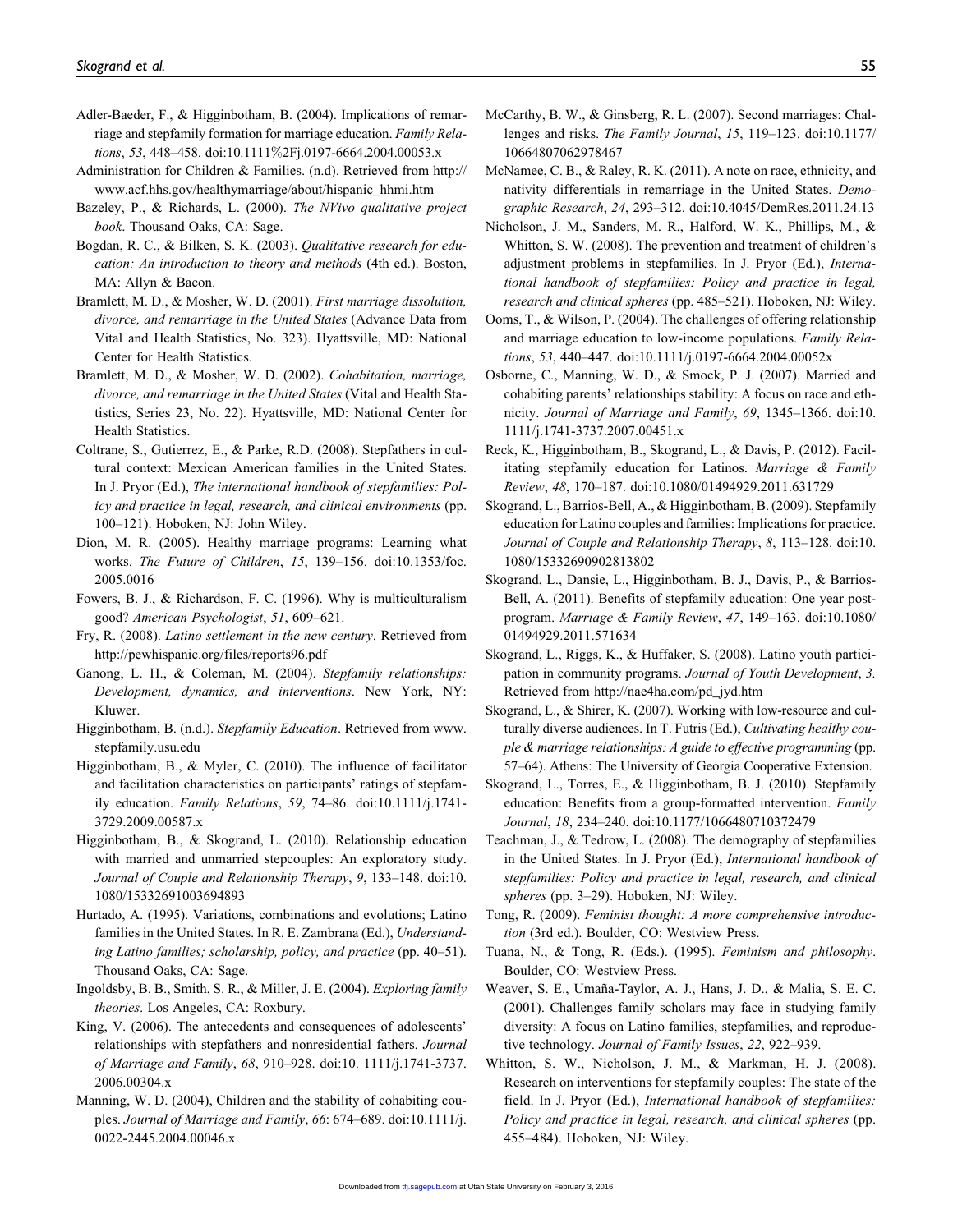Adler-Baeder, F., & Higginbotham, B. (2004). Implications of remarriage and stepfamily formation for marriage education. *Family Relations*, *53*, 448–458. doi:10.1111%2Fj.0197-6664.2004.00053.x

Administration for Children & Families. (n.d). Retrieved from http://www.acf.hhs.gov/healthymarriage/about/hispanic_hhmi.htm

Bazeley, P., & Richards, L. (2000). *The NVivo qualitative project book*. Thousand Oaks, CA: Sage.

Bogdan, R. C., & Bilken, S. K. (2003). *Qualitative research for education: An introduction to theory and methods* (4th ed.). Boston, MA: Allyn & Bacon.

Bramlett, M. D., & Mosher, W. D. (2001). *First marriage dissolution, divorce, and remarriage in the United States* (Advance Data from Vital and Health Statistics, No. 323). Hyattsville, MD: National Center for Health Statistics.

Bramlett, M. D., & Mosher, W. D. (2002). *Cohabitation, marriage, divorce, and remarriage in the United States* (Vital and Health Statistics, Series 23, No. 22). Hyattsville, MD: National Center for Health Statistics.

Coltrane, S., Gutierrez, E., & Parke, R.D. (2008). Stepfathers in cultural context: Mexican American families in the United States. In J. Pryor (Ed.), *The international handbook of stepfamilies: Policy and practice in legal, research, and clinical environments* (pp. 100–121). Hoboken, NJ: John Wiley.

Dion, M. R. (2005). Healthy marriage programs: Learning what works. *The Future of Children*, *15*, 139–156. doi:10.1353/foc.2005.0016

Fowers, B. J., & Richardson, F. C. (1996). Why is multiculturalism good? *American Psychologist*, *51*, 609–621.

Fry, R. (2008). *Latino settlement in the new century*. Retrieved from http://pewhispanic.org/files/reports96.pdf

Ganong, L. H., & Coleman, M. (2004). *Stepfamily relationships: Development, dynamics, and interventions*. New York, NY: Kluwer.

Higginbotham, B. (n.d.). *Stepfamily Education*. Retrieved from www.stepfamily.usu.edu

Higginbotham, B., & Myler, C. (2010). The influence of facilitator and facilitation characteristics on participants' ratings of stepfamily education. *Family Relations*, *59*, 74–86. doi:10.1111/j.1741-3729.2009.00587.x

Higginbotham, B., & Skogrand, L. (2010). Relationship education with married and unmarried stepcouples: An exploratory study. *Journal of Couple and Relationship Therapy*, *9*, 133–148. doi:10.1080/15332691003694893

Hurtado, A. (1995). Variations, combinations and evolutions; Latino families in the United States. In R. E. Zambrana (Ed.), *Understanding Latino families; scholarship, policy, and practice* (pp. 40–51). Thousand Oaks, CA: Sage.

Ingoldsby, B. B., Smith, S. R., & Miller, J. E. (2004). *Exploring family theories*. Los Angeles, CA: Roxbury.

King, V. (2006). The antecedents and consequences of adolescents' relationships with stepfathers and nonresidential fathers. *Journal of Marriage and Family*, *68*, 910–928. doi:10. 1111/j.1741-3737.2006.00304.x

Manning, W. D. (2004), Children and the stability of cohabiting couples. *Journal of Marriage and Family*, *66*: 674–689. doi:10.1111/j.0022-2445.2004.00046.x

McCarthy, B. W., & Ginsberg, R. L. (2007). Second marriages: Challenges and risks. *The Family Journal*, *15*, 119–123. doi:10.1177/10664807062978467

McNamee, C. B., & Raley, R. K. (2011). A note on race, ethnicity, and nativity differentials in remarriage in the United States. *Demographic Research*, *24*, 293–312. doi:10.4045/DemRes.2011.24.13

Nicholson, J. M., Sanders, M. R., Halford, W. K., Phillips, M., & Whitton, S. W. (2008). The prevention and treatment of children's adjustment problems in stepfamilies. In J. Pryor (Ed.), *International handbook of stepfamilies: Policy and practice in legal, research and clinical spheres* (pp. 485–521). Hoboken, NJ: Wiley.

Ooms, T., & Wilson, P. (2004). The challenges of offering relationship and marriage education to low-income populations. *Family Relations*, *53*, 440–447. doi:10.1111/j.0197-6664.2004.00052x

Osborne, C., Manning, W. D., & Smock, P. J. (2007). Married and cohabiting parents' relationships stability: A focus on race and ethnicity. *Journal of Marriage and Family*, *69*, 1345–1366. doi:10.1111/j.1741-3737.2007.00451.x

Reck, K., Higginbotham, B., Skogrand, L., & Davis, P. (2012). Facilitating stepfamily education for Latinos. *Marriage & Family Review*, *48*, 170–187. doi:10.1080/01494929.2011.631729

Skogrand, L., Barrios-Bell, A., & Higginbotham, B. (2009). Stepfamily education for Latino couples and families: Implications for practice. *Journal of Couple and Relationship Therapy*, *8*, 113–128. doi:10.1080/15332690902813802

Skogrand, L., Dansie, L., Higginbotham, B. J., Davis, P., & Barrios-Bell, A. (2011). Benefits of stepfamily education: One year post-program. *Marriage & Family Review*, *47*, 149–163. doi:10.1080/01494929.2011.571634

Skogrand, L., Riggs, K., & Huffaker, S. (2008). Latino youth participation in community programs. *Journal of Youth Development*, *3.* Retrieved from http://nae4ha.com/pd_jyd.htm

Skogrand, L., & Shirer, K. (2007). Working with low-resource and culturally diverse audiences. In T. Futris (Ed.), *Cultivating healthy couple & marriage relationships: A guide to effective programming* (pp. 57–64). Athens: The University of Georgia Cooperative Extension.

Skogrand, L., Torres, E., & Higginbotham, B. J. (2010). Stepfamily education: Benefits from a group-formatted intervention. *Family Journal*, *18*, 234–240. doi:10.1177/1066480710372479

Teachman, J., & Tedrow, L. (2008). The demography of stepfamilies in the United States. In J. Pryor (Ed.), *International handbook of stepfamilies: Policy and practice in legal, research, and clinical spheres* (pp. 3–29). Hoboken, NJ: Wiley.

Tong, R. (2009). *Feminist thought: A more comprehensive introduction* (3rd ed.). Boulder, CO: Westview Press.

Tuana, N., & Tong, R. (Eds.). (1995). *Feminism and philosophy*. Boulder, CO: Westview Press.

Weaver, S. E., Umaña-Taylor, A. J., Hans, J. D., & Malia, S. E. C. (2001). Challenges family scholars may face in studying family diversity: A focus on Latino families, stepfamilies, and reproductive technology. *Journal of Family Issues*, *22*, 922–939.

Whitton, S. W., Nicholson, J. M., & Markman, H. J. (2008). Research on interventions for stepfamily couples: The state of the field. In J. Pryor (Ed.), *International handbook of stepfamilies: Policy and practice in legal, research, and clinical spheres* (pp. 455–484). Hoboken, NJ: Wiley.